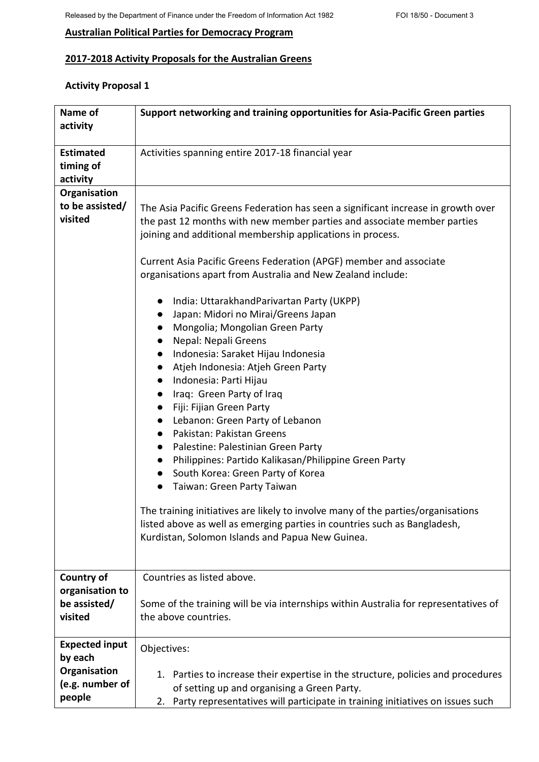**Australian Political Parties for Democracy Program**

**2017-2018 Activity Proposals for the Australian Greens**

**Activity Proposal 1**

| **Name of activity** | **Support networking and training opportunities for Asia-Pacific Green parties** |
|---|---|
| **Estimated timing of activity** | Activities spanning entire 2017-18 financial year |
| **Organisation to be assisted/ visited** | The Asia Pacific Greens Federation has seen a significant increase in growth over the past 12 months with new member parties and associate member parties joining and additional membership applications in process.<br><br>Current Asia Pacific Greens Federation (APGF) member and associate organisations apart from Australia and New Zealand include:<br><br>● India: UttarakhandParivartan Party (UKPP)<br>● Japan: Midori no Mirai/Greens Japan<br>● Mongolia; Mongolian Green Party<br>● Nepal: Nepali Greens<br>● Indonesia: Saraket Hijau Indonesia<br>● Atjeh Indonesia: Atjeh Green Party<br>● Indonesia: Parti Hijau<br>● Iraq: Green Party of Iraq<br>● Fiji: Fijian Green Party<br>● Lebanon: Green Party of Lebanon<br>● Pakistan: Pakistan Greens<br>● Palestine: Palestinian Green Party<br>● Philippines: Partido Kalikasan/Philippine Green Party<br>● South Korea: Green Party of Korea<br>● Taiwan: Green Party Taiwan<br><br>The training initiatives are likely to involve many of the parties/organisations listed above as well as emerging parties in countries such as Bangladesh, Kurdistan, Solomon Islands and Papua New Guinea. |
| **Country of organisation to be assisted/ visited** | Countries as listed above.<br><br>Some of the training will be via internships within Australia for representatives of the above countries. |
| **Expected input by each Organisation (e.g. number of people** | Objectives:<br><br>1. Parties to increase their expertise in the structure, policies and procedures of setting up and organising a Green Party.<br>2. Party representatives will participate in training initiatives on issues such |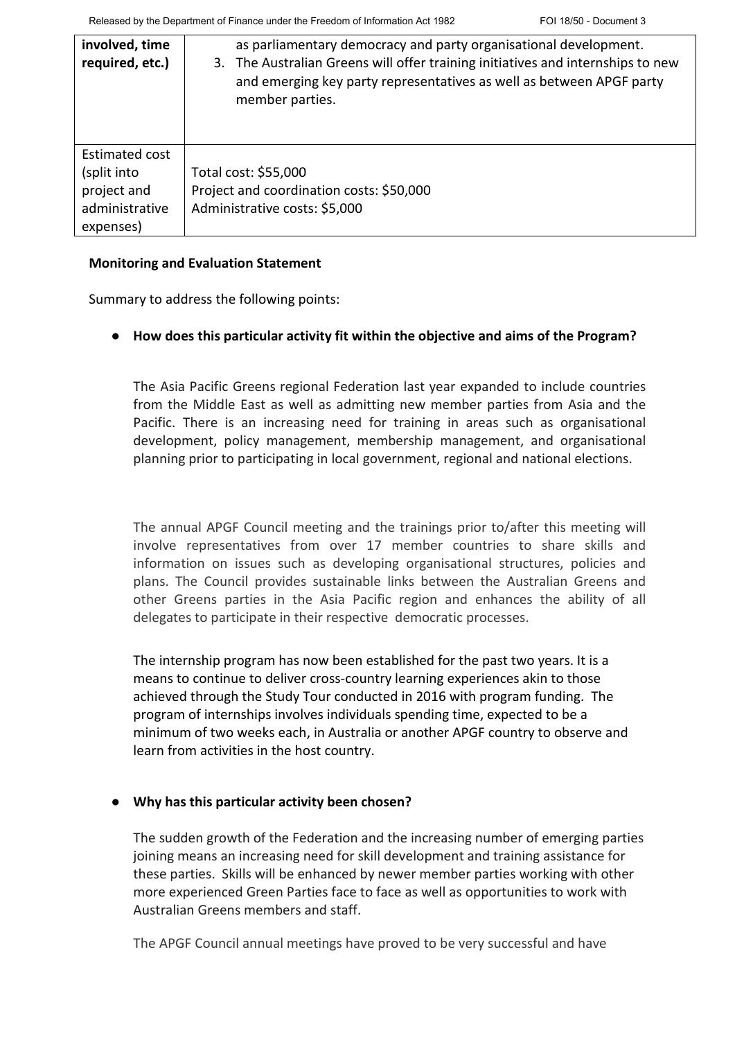| involved, time required, etc.) | as parliamentary democracy and party organisational development.<br>3. The Australian Greens will offer training initiatives and internships to new and emerging key party representatives as well as between APGF party member parties. |
| --- | --- |
| Estimated cost (split into project and administrative expenses) | Total cost: $55,000<br>Project and coordination costs: $50,000<br>Administrative costs: $5,000 |

**Monitoring and Evaluation Statement**

Summary to address the following points:

- **How does this particular activity fit within the objective and aims of the Program?**

The Asia Pacific Greens regional Federation last year expanded to include countries from the Middle East as well as admitting new member parties from Asia and the Pacific. There is an increasing need for training in areas such as organisational development, policy management, membership management, and organisational planning prior to participating in local government, regional and national elections.

The annual APGF Council meeting and the trainings prior to/after this meeting will involve representatives from over 17 member countries to share skills and information on issues such as developing organisational structures, policies and plans. The Council provides sustainable links between the Australian Greens and other Greens parties in the Asia Pacific region and enhances the ability of all delegates to participate in their respective democratic processes.

The internship program has now been established for the past two years. It is a means to continue to deliver cross-country learning experiences akin to those achieved through the Study Tour conducted in 2016 with program funding. The program of internships involves individuals spending time, expected to be a minimum of two weeks each, in Australia or another APGF country to observe and learn from activities in the host country.

- **Why has this particular activity been chosen?**

The sudden growth of the Federation and the increasing number of emerging parties joining means an increasing need for skill development and training assistance for these parties. Skills will be enhanced by newer member parties working with other more experienced Green Parties face to face as well as opportunities to work with Australian Greens members and staff.

The APGF Council annual meetings have proved to be very successful and have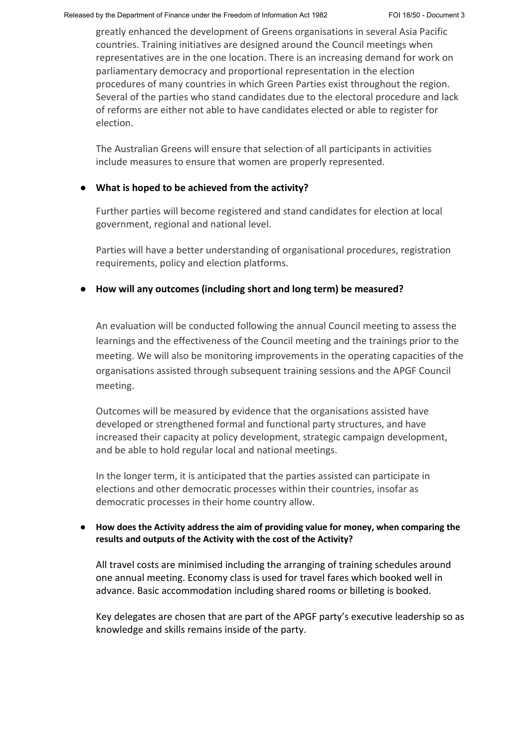greatly enhanced the development of Greens organisations in several Asia Pacific countries. Training initiatives are designed around the Council meetings when representatives are in the one location. There is an increasing demand for work on parliamentary democracy and proportional representation in the election procedures of many countries in which Green Parties exist throughout the region. Several of the parties who stand candidates due to the electoral procedure and lack of reforms are either not able to have candidates elected or able to register for election.

The Australian Greens will ensure that selection of all participants in activities include measures to ensure that women are properly represented.

- **What is hoped to be achieved from the activity?**

Further parties will become registered and stand candidates for election at local government, regional and national level.

Parties will have a better understanding of organisational procedures, registration requirements, policy and election platforms.

- **How will any outcomes (including short and long term) be measured?**

An evaluation will be conducted following the annual Council meeting to assess the learnings and the effectiveness of the Council meeting and the trainings prior to the meeting. We will also be monitoring improvements in the operating capacities of the organisations assisted through subsequent training sessions and the APGF Council meeting.

Outcomes will be measured by evidence that the organisations assisted have developed or strengthened formal and functional party structures, and have increased their capacity at policy development, strategic campaign development, and be able to hold regular local and national meetings.

In the longer term, it is anticipated that the parties assisted can participate in elections and other democratic processes within their countries, insofar as democratic processes in their home country allow.

- **How does the Activity address the aim of providing value for money, when comparing the results and outputs of the Activity with the cost of the Activity?**

All travel costs are minimised including the arranging of training schedules around one annual meeting. Economy class is used for travel fares which booked well in advance. Basic accommodation including shared rooms or billeting is booked.

Key delegates are chosen that are part of the APGF party's executive leadership so as knowledge and skills remains inside of the party.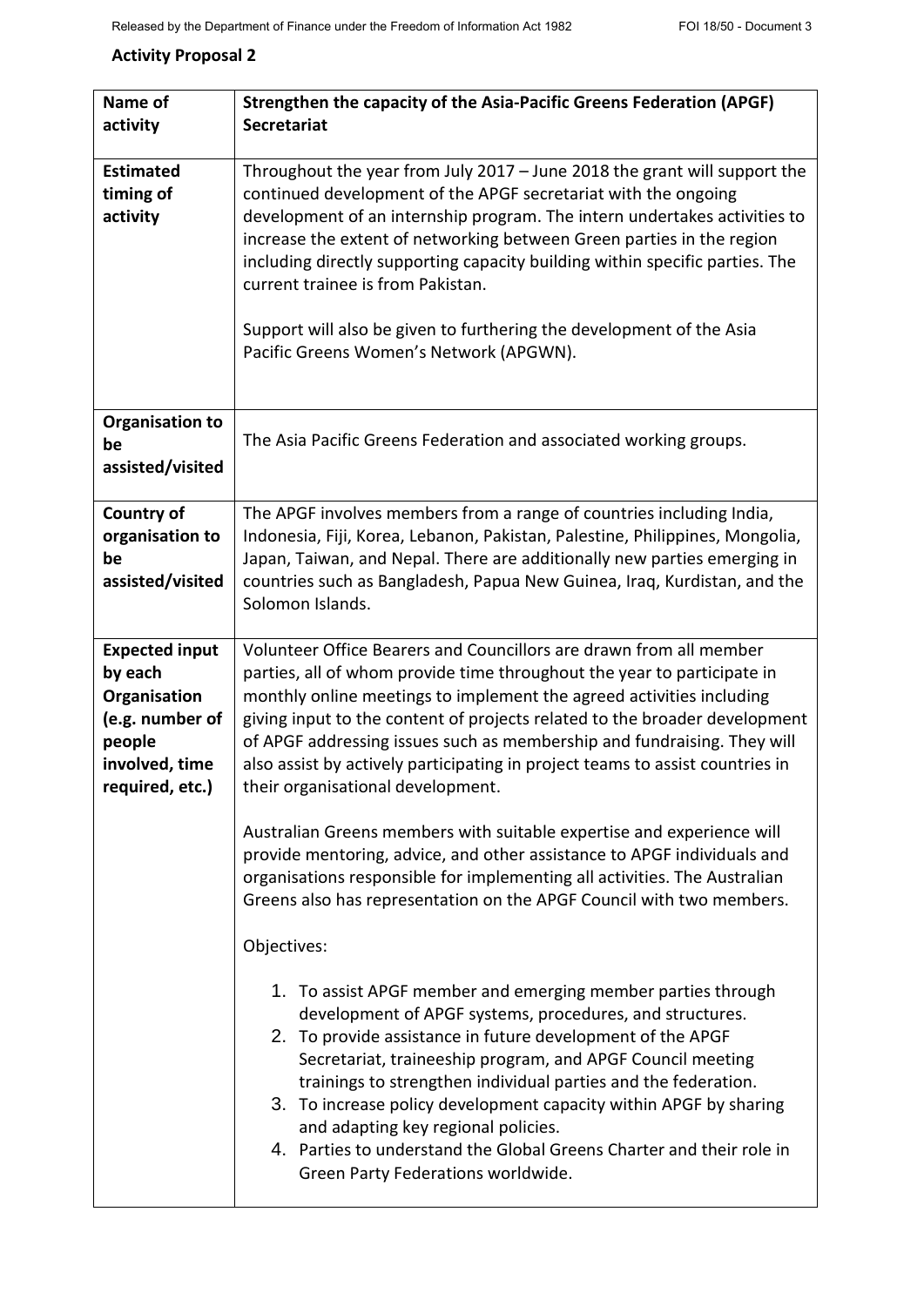**Activity Proposal 2**

| Name of activity | Strengthen the capacity of the Asia-Pacific Greens Federation (APGF) Secretariat |
|---|---|
| **Estimated timing of activity** | Throughout the year from July 2017 – June 2018 the grant will support the continued development of the APGF secretariat with the ongoing development of an internship program. The intern undertakes activities to increase the extent of networking between Green parties in the region including directly supporting capacity building within specific parties. The current trainee is from Pakistan.<br><br>Support will also be given to furthering the development of the Asia Pacific Greens Women's Network (APGWN). |
| **Organisation to be assisted/visited** | The Asia Pacific Greens Federation and associated working groups. |
| **Country of organisation to be assisted/visited** | The APGF involves members from a range of countries including India, Indonesia, Fiji, Korea, Lebanon, Pakistan, Palestine, Philippines, Mongolia, Japan, Taiwan, and Nepal. There are additionally new parties emerging in countries such as Bangladesh, Papua New Guinea, Iraq, Kurdistan, and the Solomon Islands. |
| **Expected input by each Organisation (e.g. number of people involved, time required, etc.)** | Volunteer Office Bearers and Councillors are drawn from all member parties, all of whom provide time throughout the year to participate in monthly online meetings to implement the agreed activities including giving input to the content of projects related to the broader development of APGF addressing issues such as membership and fundraising. They will also assist by actively participating in project teams to assist countries in their organisational development.<br><br>Australian Greens members with suitable expertise and experience will provide mentoring, advice, and other assistance to APGF individuals and organisations responsible for implementing all activities. The Australian Greens also has representation on the APGF Council with two members.<br><br>Objectives:<br><br>1. To assist APGF member and emerging member parties through development of APGF systems, procedures, and structures.<br>2. To provide assistance in future development of the APGF Secretariat, traineeship program, and APGF Council meeting trainings to strengthen individual parties and the federation.<br>3. To increase policy development capacity within APGF by sharing and adapting key regional policies.<br>4. Parties to understand the Global Greens Charter and their role in Green Party Federations worldwide. |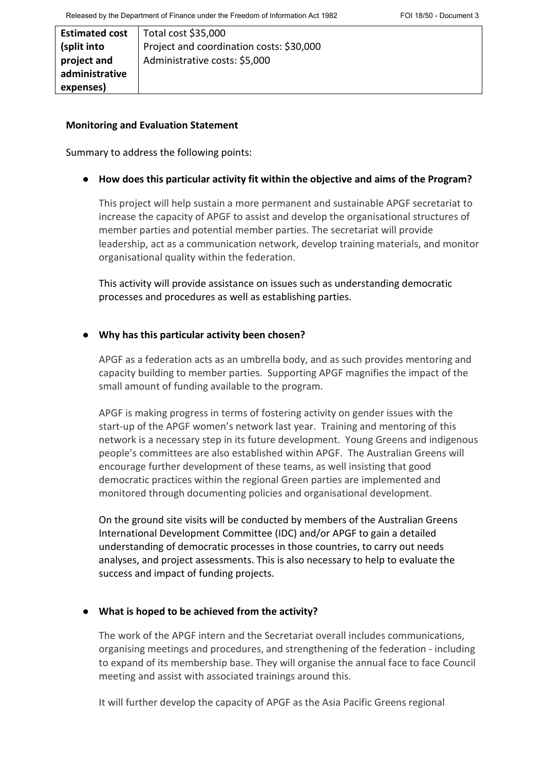| Estimated cost (split into project and administrative expenses) | Total cost $35,000<br>Project and coordination costs: $30,000<br>Administrative costs: $5,000 |
|---|---|

**Monitoring and Evaluation Statement**

Summary to address the following points:

- **How does this particular activity fit within the objective and aims of the Program?**

  This project will help sustain a more permanent and sustainable APGF secretariat to increase the capacity of APGF to assist and develop the organisational structures of member parties and potential member parties. The secretariat will provide leadership, act as a communication network, develop training materials, and monitor organisational quality within the federation.

  This activity will provide assistance on issues such as understanding democratic processes and procedures as well as establishing parties.

- **Why has this particular activity been chosen?**

  APGF as a federation acts as an umbrella body, and as such provides mentoring and capacity building to member parties. Supporting APGF magnifies the impact of the small amount of funding available to the program.

  APGF is making progress in terms of fostering activity on gender issues with the start-up of the APGF women's network last year. Training and mentoring of this network is a necessary step in its future development. Young Greens and indigenous people's committees are also established within APGF. The Australian Greens will encourage further development of these teams, as well insisting that good democratic practices within the regional Green parties are implemented and monitored through documenting policies and organisational development.

  On the ground site visits will be conducted by members of the Australian Greens International Development Committee (IDC) and/or APGF to gain a detailed understanding of democratic processes in those countries, to carry out needs analyses, and project assessments. This is also necessary to help to evaluate the success and impact of funding projects.

- **What is hoped to be achieved from the activity?**

  The work of the APGF intern and the Secretariat overall includes communications, organising meetings and procedures, and strengthening of the federation - including to expand of its membership base. They will organise the annual face to face Council meeting and assist with associated trainings around this.

  It will further develop the capacity of APGF as the Asia Pacific Greens regional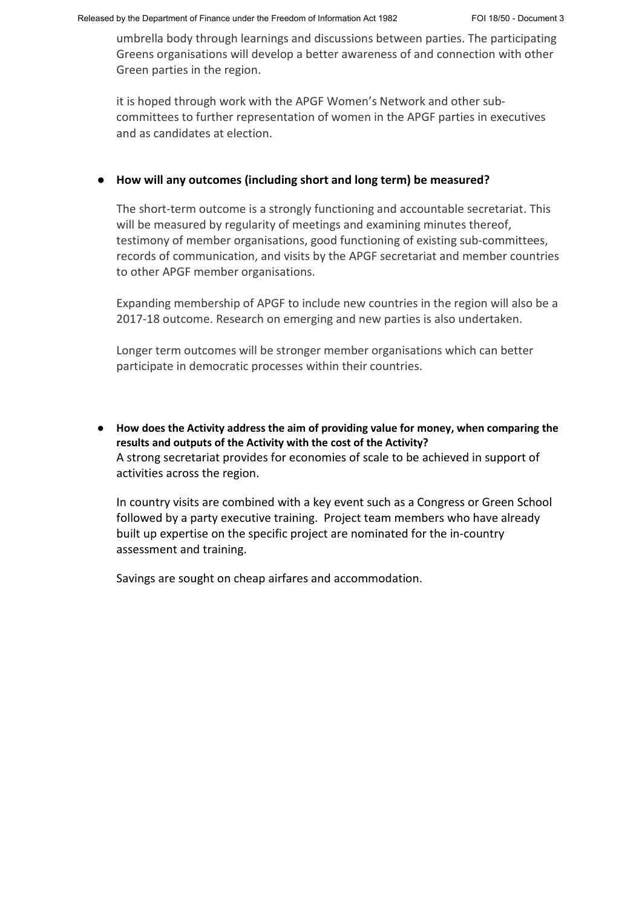umbrella body through learnings and discussions between parties. The participating Greens organisations will develop a better awareness of and connection with other Green parties in the region.

it is hoped through work with the APGF Women's Network and other sub-committees to further representation of women in the APGF parties in executives and as candidates at election.

- **How will any outcomes (including short and long term) be measured?**

  The short-term outcome is a strongly functioning and accountable secretariat. This will be measured by regularity of meetings and examining minutes thereof, testimony of member organisations, good functioning of existing sub-committees, records of communication, and visits by the APGF secretariat and member countries to other APGF member organisations.

  Expanding membership of APGF to include new countries in the region will also be a 2017-18 outcome. Research on emerging and new parties is also undertaken.

  Longer term outcomes will be stronger member organisations which can better participate in democratic processes within their countries.

- **How does the Activity address the aim of providing value for money, when comparing the results and outputs of the Activity with the cost of the Activity?**
  A strong secretariat provides for economies of scale to be achieved in support of activities across the region.

  In country visits are combined with a key event such as a Congress or Green School followed by a party executive training. Project team members who have already built up expertise on the specific project are nominated for the in-country assessment and training.

  Savings are sought on cheap airfares and accommodation.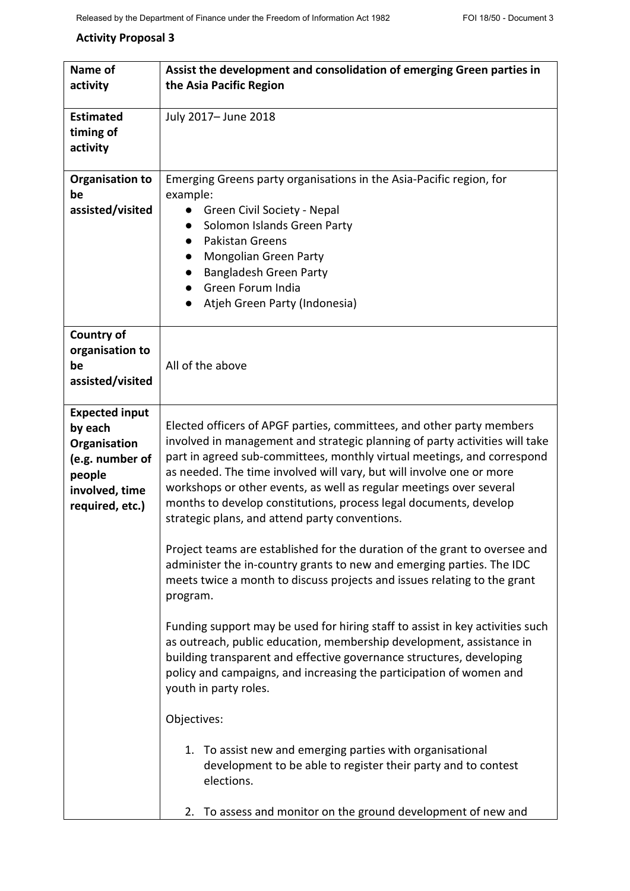**Activity Proposal 3**

| **Name of activity** | **Assist the development and consolidation of emerging Green parties in the Asia Pacific Region** |
|---|---|
| **Estimated timing of activity** | July 2017– June 2018 |
| **Organisation to be assisted/visited** | Emerging Greens party organisations in the Asia-Pacific region, for example:<br>● Green Civil Society - Nepal<br>● Solomon Islands Green Party<br>● Pakistan Greens<br>● Mongolian Green Party<br>● Bangladesh Green Party<br>● Green Forum India<br>● Atjeh Green Party (Indonesia) |
| **Country of organisation to be assisted/visited** | All of the above |
| **Expected input by each Organisation (e.g. number of people involved, time required, etc.)** | Elected officers of APGF parties, committees, and other party members involved in management and strategic planning of party activities will take part in agreed sub-committees, monthly virtual meetings, and correspond as needed. The time involved will vary, but will involve one or more workshops or other events, as well as regular meetings over several months to develop constitutions, process legal documents, develop strategic plans, and attend party conventions.<br><br>Project teams are established for the duration of the grant to oversee and administer the in-country grants to new and emerging parties. The IDC meets twice a month to discuss projects and issues relating to the grant program.<br><br>Funding support may be used for hiring staff to assist in key activities such as outreach, public education, membership development, assistance in building transparent and effective governance structures, developing policy and campaigns, and increasing the participation of women and youth in party roles.<br><br>Objectives:<br><br>1. To assist new and emerging parties with organisational development to be able to register their party and to contest elections.<br><br>2. To assess and monitor on the ground development of new and |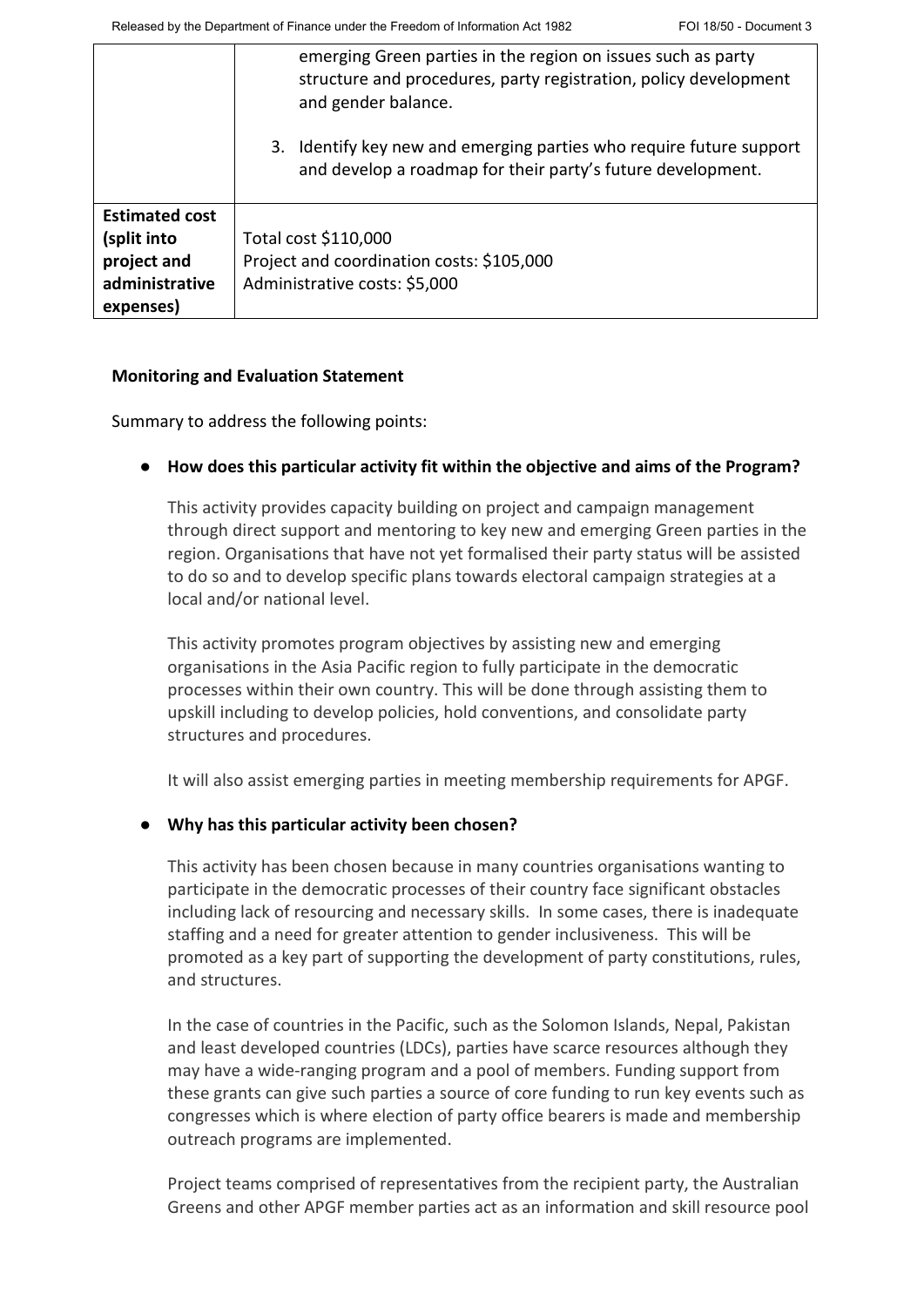| | |
|---|---|
| | emerging Green parties in the region on issues such as party structure and procedures, party registration, policy development and gender balance.<br><br>3. Identify key new and emerging parties who require future support and develop a roadmap for their party's future development. |
| **Estimated cost (split into project and administrative expenses)** | Total cost $110,000<br>Project and coordination costs: $105,000<br>Administrative costs: $5,000 |

**Monitoring and Evaluation Statement**

Summary to address the following points:

- **How does this particular activity fit within the objective and aims of the Program?**

  This activity provides capacity building on project and campaign management through direct support and mentoring to key new and emerging Green parties in the region. Organisations that have not yet formalised their party status will be assisted to do so and to develop specific plans towards electoral campaign strategies at a local and/or national level.

  This activity promotes program objectives by assisting new and emerging organisations in the Asia Pacific region to fully participate in the democratic processes within their own country. This will be done through assisting them to upskill including to develop policies, hold conventions, and consolidate party structures and procedures.

  It will also assist emerging parties in meeting membership requirements for APGF.

- **Why has this particular activity been chosen?**

  This activity has been chosen because in many countries organisations wanting to participate in the democratic processes of their country face significant obstacles including lack of resourcing and necessary skills. In some cases, there is inadequate staffing and a need for greater attention to gender inclusiveness. This will be promoted as a key part of supporting the development of party constitutions, rules, and structures.

  In the case of countries in the Pacific, such as the Solomon Islands, Nepal, Pakistan and least developed countries (LDCs), parties have scarce resources although they may have a wide-ranging program and a pool of members. Funding support from these grants can give such parties a source of core funding to run key events such as congresses which is where election of party office bearers is made and membership outreach programs are implemented.

  Project teams comprised of representatives from the recipient party, the Australian Greens and other APGF member parties act as an information and skill resource pool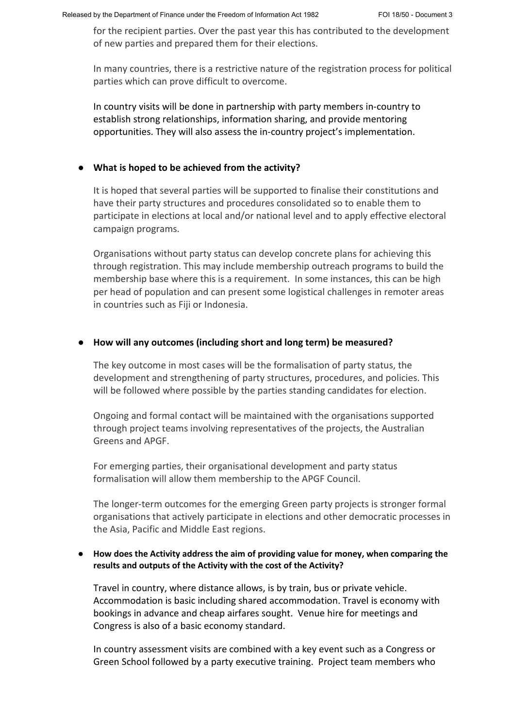for the recipient parties. Over the past year this has contributed to the development of new parties and prepared them for their elections.

In many countries, there is a restrictive nature of the registration process for political parties which can prove difficult to overcome.

In country visits will be done in partnership with party members in-country to establish strong relationships, information sharing, and provide mentoring opportunities. They will also assess the in-country project's implementation.

- **What is hoped to be achieved from the activity?**

  It is hoped that several parties will be supported to finalise their constitutions and have their party structures and procedures consolidated so to enable them to participate in elections at local and/or national level and to apply effective electoral campaign programs.

  Organisations without party status can develop concrete plans for achieving this through registration. This may include membership outreach programs to build the membership base where this is a requirement. In some instances, this can be high per head of population and can present some logistical challenges in remoter areas in countries such as Fiji or Indonesia.

- **How will any outcomes (including short and long term) be measured?**

  The key outcome in most cases will be the formalisation of party status, the development and strengthening of party structures, procedures, and policies. This will be followed where possible by the parties standing candidates for election.

  Ongoing and formal contact will be maintained with the organisations supported through project teams involving representatives of the projects, the Australian Greens and APGF.

  For emerging parties, their organisational development and party status formalisation will allow them membership to the APGF Council.

  The longer-term outcomes for the emerging Green party projects is stronger formal organisations that actively participate in elections and other democratic processes in the Asia, Pacific and Middle East regions.

- **How does the Activity address the aim of providing value for money, when comparing the results and outputs of the Activity with the cost of the Activity?**

  Travel in country, where distance allows, is by train, bus or private vehicle. Accommodation is basic including shared accommodation. Travel is economy with bookings in advance and cheap airfares sought. Venue hire for meetings and Congress is also of a basic economy standard.

  In country assessment visits are combined with a key event such as a Congress or Green School followed by a party executive training. Project team members who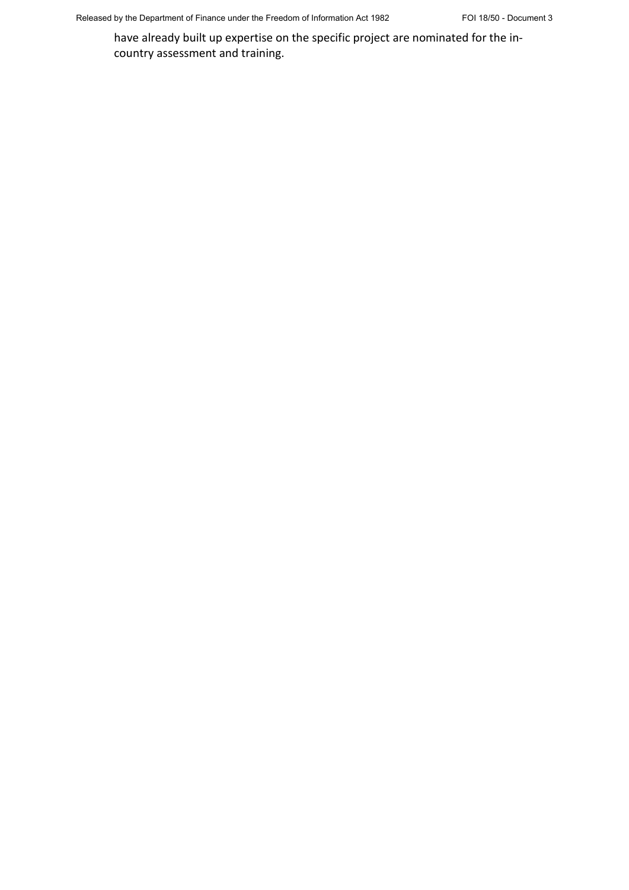have already built up expertise on the specific project are nominated for the in-country assessment and training.